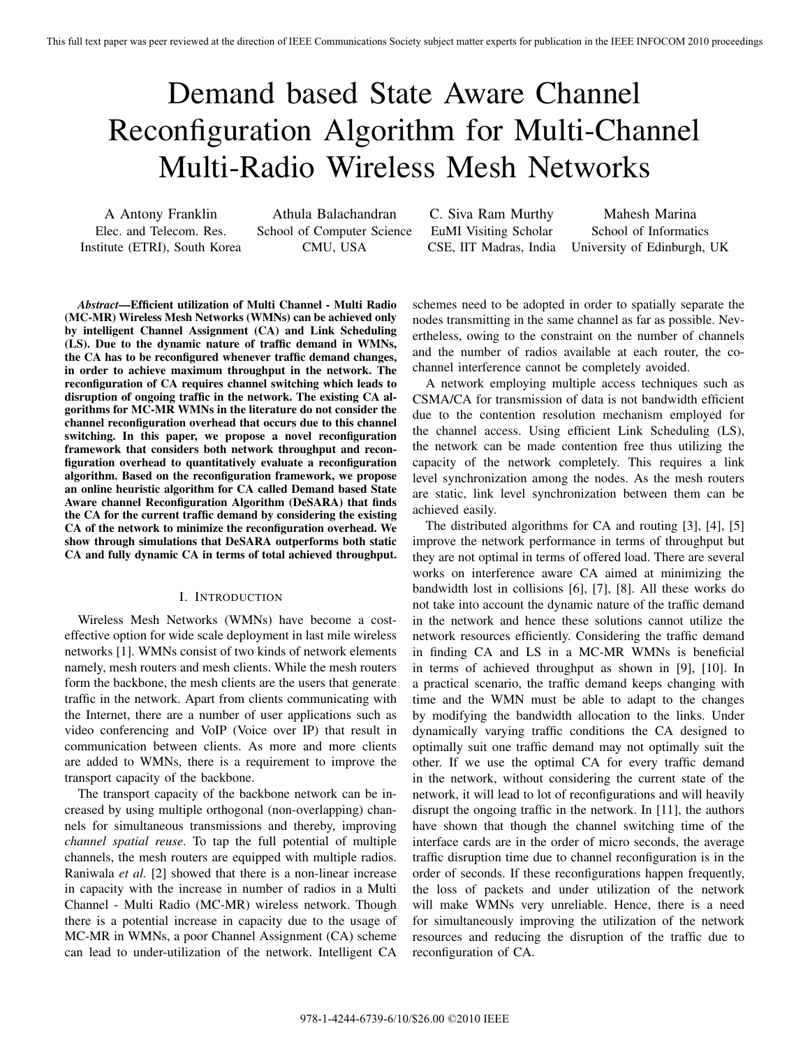# Demand based State Aware Channel Reconfiguration Algorithm for Multi-Channel Multi-Radio Wireless Mesh Networks

A Antony Franklin
Elec. and Telecom. Res. Institute (ETRI), South Korea

Athula Balachandran
School of Computer Science CMU, USA

C. Siva Ram Murthy
EuMI Visiting Scholar CSE, IIT Madras, India

Mahesh Marina
School of Informatics University of Edinburgh, UK

***Abstract*—Efficient utilization of Multi Channel - Multi Radio (MC-MR) Wireless Mesh Networks (WMNs) can be achieved only by intelligent Channel Assignment (CA) and Link Scheduling (LS). Due to the dynamic nature of traffic demand in WMNs, the CA has to be reconfigured whenever traffic demand changes, in order to achieve maximum throughput in the network. The reconfiguration of CA requires channel switching which leads to disruption of ongoing traffic in the network. The existing CA algorithms for MC-MR WMNs in the literature do not consider the channel reconfiguration overhead that occurs due to this channel switching. In this paper, we propose a novel reconfiguration framework that considers both network throughput and reconfiguration overhead to quantitatively evaluate a reconfiguration algorithm. Based on the reconfiguration framework, we propose an online heuristic algorithm for CA called Demand based State Aware channel Reconfiguration Algorithm (DeSARA) that finds the CA for the current traffic demand by considering the existing CA of the network to minimize the reconfiguration overhead. We show through simulations that DeSARA outperforms both static CA and fully dynamic CA in terms of total achieved throughput.**

## I. Introduction

Wireless Mesh Networks (WMNs) have become a cost-effective option for wide scale deployment in last mile wireless networks [1]. WMNs consist of two kinds of network elements namely, mesh routers and mesh clients. While the mesh routers form the backbone, the mesh clients are the users that generate traffic in the network. Apart from clients communicating with the Internet, there are a number of user applications such as video conferencing and VoIP (Voice over IP) that result in communication between clients. As more and more clients are added to WMNs, there is a requirement to improve the transport capacity of the backbone.

The transport capacity of the backbone network can be increased by using multiple orthogonal (non-overlapping) channels for simultaneous transmissions and thereby, improving *channel spatial reuse*. To tap the full potential of multiple channels, the mesh routers are equipped with multiple radios. Raniwala *et al.* [2] showed that there is a non-linear increase in capacity with the increase in number of radios in a Multi Channel - Multi Radio (MC-MR) wireless network. Though there is a potential increase in capacity due to the usage of MC-MR in WMNs, a poor Channel Assignment (CA) scheme can lead to under-utilization of the network. Intelligent CA schemes need to be adopted in order to spatially separate the nodes transmitting in the same channel as far as possible. Nevertheless, owing to the constraint on the number of channels and the number of radios available at each router, the co-channel interference cannot be completely avoided.

A network employing multiple access techniques such as CSMA/CA for transmission of data is not bandwidth efficient due to the contention resolution mechanism employed for the channel access. Using efficient Link Scheduling (LS), the network can be made contention free thus utilizing the capacity of the network completely. This requires a link level synchronization among the nodes. As the mesh routers are static, link level synchronization between them can be achieved easily.

The distributed algorithms for CA and routing [3], [4], [5] improve the network performance in terms of throughput but they are not optimal in terms of offered load. There are several works on interference aware CA aimed at minimizing the bandwidth lost in collisions [6], [7], [8]. All these works do not take into account the dynamic nature of the traffic demand in the network and hence these solutions cannot utilize the network resources efficiently. Considering the traffic demand in finding CA and LS in a MC-MR WMNs is beneficial in terms of achieved throughput as shown in [9], [10]. In a practical scenario, the traffic demand keeps changing with time and the WMN must be able to adapt to the changes by modifying the bandwidth allocation to the links. Under dynamically varying traffic conditions the CA designed to optimally suit one traffic demand may not optimally suit the other. If we use the optimal CA for every traffic demand in the network, without considering the current state of the network, it will lead to lot of reconfigurations and will heavily disrupt the ongoing traffic in the network. In [11], the authors have shown that though the channel switching time of the interface cards are in the order of micro seconds, the average traffic disruption time due to channel reconfiguration is in the order of seconds. If these reconfigurations happen frequently, the loss of packets and under utilization of the network will make WMNs very unreliable. Hence, there is a need for simultaneously improving the utilization of the network resources and reducing the disruption of the traffic due to reconfiguration of CA.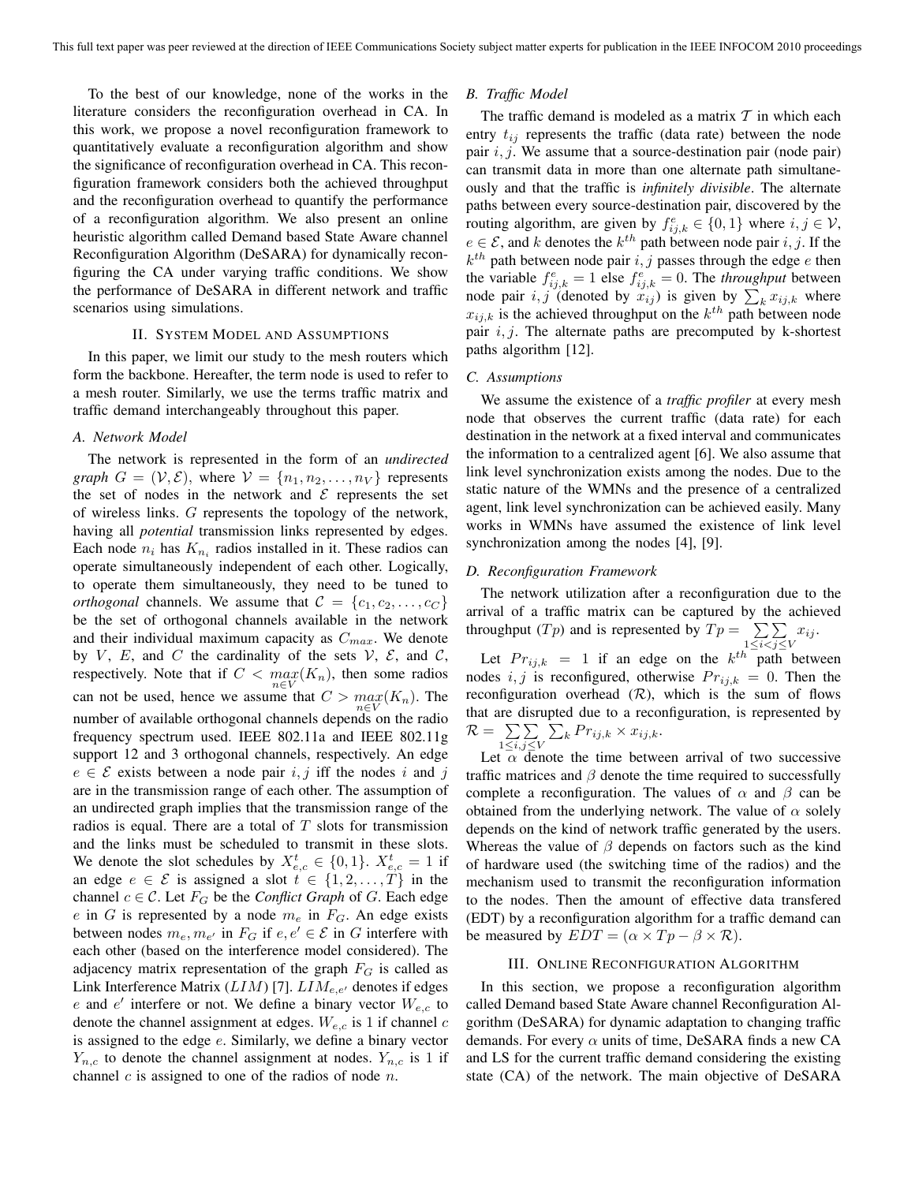To the best of our knowledge, none of the works in the literature considers the reconfiguration overhead in CA. In this work, we propose a novel reconfiguration framework to quantitatively evaluate a reconfiguration algorithm and show the significance of reconfiguration overhead in CA. This reconfiguration framework considers both the achieved throughput and the reconfiguration overhead to quantify the performance of a reconfiguration algorithm. We also present an online heuristic algorithm called Demand based State Aware channel Reconfiguration Algorithm (DeSARA) for dynamically reconfiguring the CA under varying traffic conditions. We show the performance of DeSARA in different network and traffic scenarios using simulations.

## II. System Model and Assumptions

In this paper, we limit our study to the mesh routers which form the backbone. Hereafter, the term node is used to refer to a mesh router. Similarly, we use the terms traffic matrix and traffic demand interchangeably throughout this paper.

### A. Network Model

The network is represented in the form of an *undirected graph* $G = (\mathcal{V}, \mathcal{E})$, where $\mathcal{V} = \{n_1, n_2, \ldots, n_V\}$ represents the set of nodes in the network and $\mathcal{E}$ represents the set of wireless links. $G$ represents the topology of the network, having all *potential* transmission links represented by edges. Each node $n_i$ has $K_{n_i}$ radios installed in it. These radios can operate simultaneously independent of each other. Logically, to operate them simultaneously, they need to be tuned to *orthogonal* channels. We assume that $\mathcal{C} = \{c_1, c_2, \ldots, c_C\}$ be the set of orthogonal channels available in the network and their individual maximum capacity as $C_{max}$. We denote by $V$, $E$, and $C$ the cardinality of the sets $\mathcal{V}$, $\mathcal{E}$, and $\mathcal{C}$, respectively. Note that if $C < \max_{n \in V}(K_n)$, then some radios can not be used, hence we assume that $C > \max_{n \in V}(K_n)$. The number of available orthogonal channels depends on the radio frequency spectrum used. IEEE 802.11a and IEEE 802.11g support 12 and 3 orthogonal channels, respectively. An edge $e \in \mathcal{E}$ exists between a node pair $i, j$ iff the nodes $i$ and $j$ are in the transmission range of each other. The assumption of an undirected graph implies that the transmission range of the radios is equal. There are a total of $T$ slots for transmission and the links must be scheduled to transmit in these slots. We denote the slot schedules by $X^t_{e,c} \in \{0, 1\}$. $X^t_{e,c} = 1$ if an edge $e \in \mathcal{E}$ is assigned a slot $t \in \{1, 2, \ldots, T\}$ in the channel $c \in \mathcal{C}$. Let $F_G$ be the *Conflict Graph* of $G$. Each edge $e$ in $G$ is represented by a node $m_e$ in $F_G$. An edge exists between nodes $m_e, m_{e'}$ in $F_G$ if $e, e' \in \mathcal{E}$ in $G$ interfere with each other (based on the interference model considered). The adjacency matrix representation of the graph $F_G$ is called as Link Interference Matrix ($LIM$) [7]. $LIM_{e,e'}$ denotes if edges $e$ and $e'$ interfere or not. We define a binary vector $W_{e,c}$ to denote the channel assignment at edges. $W_{e,c}$ is 1 if channel $c$ is assigned to the edge $e$. Similarly, we define a binary vector $Y_{n,c}$ to denote the channel assignment at nodes. $Y_{n,c}$ is 1 if channel $c$ is assigned to one of the radios of node $n$.

### B. Traffic Model

The traffic demand is modeled as a matrix $\mathcal{T}$ in which each entry $t_{ij}$ represents the traffic (data rate) between the node pair $i, j$. We assume that a source-destination pair (node pair) can transmit data in more than one alternate path simultaneously and that the traffic is *infinitely divisible*. The alternate paths between every source-destination pair, discovered by the routing algorithm, are given by $f^e_{ij,k} \in \{0, 1\}$ where $i, j \in \mathcal{V}$, $e \in \mathcal{E}$, and $k$ denotes the $k^{th}$ path between node pair $i, j$. If the $k^{th}$ path between node pair $i, j$ passes through the edge $e$ then the variable $f^e_{ij,k} = 1$ else $f^e_{ij,k} = 0$. The *throughput* between node pair $i, j$ (denoted by $x_{ij}$) is given by $\sum_k x_{ij,k}$ where $x_{ij,k}$ is the achieved throughput on the $k^{th}$ path between node pair $i, j$. The alternate paths are precomputed by k-shortest paths algorithm [12].

### C. Assumptions

We assume the existence of a *traffic profiler* at every mesh node that observes the current traffic (data rate) for each destination in the network at a fixed interval and communicates the information to a centralized agent [6]. We also assume that link level synchronization exists among the nodes. Due to the static nature of the WMNs and the presence of a centralized agent, link level synchronization can be achieved easily. Many works in WMNs have assumed the existence of link level synchronization among the nodes [4], [9].

### D. Reconfiguration Framework

The network utilization after a reconfiguration due to the arrival of a traffic matrix can be captured by the achieved throughput ($Tp$) and is represented by $Tp = \sum\sum_{1 \le i < j \le V} x_{ij}$.

Let $Pr_{ij,k} = 1$ if an edge on the $k^{th}$ path between nodes $i, j$ is reconfigured, otherwise $Pr_{ij,k} = 0$. Then the reconfiguration overhead ($\mathcal{R}$), which is the sum of flows that are disrupted due to a reconfiguration, is represented by $\mathcal{R} = \sum\sum_{1 \le i,j \le V} \sum_k Pr_{ij,k} \times x_{ij,k}$.

Let $\alpha$ denote the time between arrival of two successive traffic matrices and $\beta$ denote the time required to successfully complete a reconfiguration. The values of $\alpha$ and $\beta$ can be obtained from the underlying network. The value of $\alpha$ solely depends on the kind of network traffic generated by the users. Whereas the value of $\beta$ depends on factors such as the kind of hardware used (the switching time of the radios) and the mechanism used to transmit the reconfiguration information to the nodes. Then the amount of effective data transfered (EDT) by a reconfiguration algorithm for a traffic demand can be measured by $EDT = (\alpha \times Tp - \beta \times \mathcal{R})$.

## III. Online Reconfiguration Algorithm

In this section, we propose a reconfiguration algorithm called Demand based State Aware channel Reconfiguration Algorithm (DeSARA) for dynamic adaptation to changing traffic demands. For every $\alpha$ units of time, DeSARA finds a new CA and LS for the current traffic demand considering the existing state (CA) of the network. The main objective of DeSARA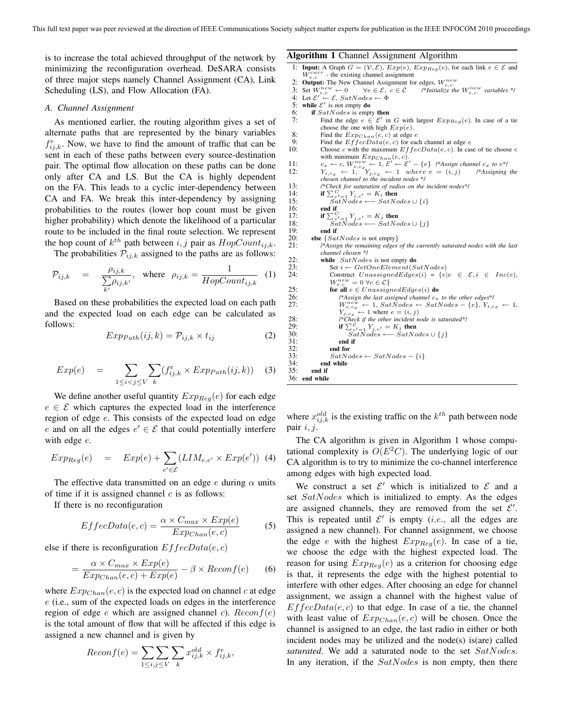is to increase the total achieved throughput of the network by minimizing the reconfiguration overhead. DeSARA consists of three major steps namely Channel Assignment (CA), Link Scheduling (LS), and Flow Allocation (FA).

### A. Channel Assignment

As mentioned earlier, the routing algorithm gives a set of alternate paths that are represented by the binary variables $f^e_{ij,k}$. Now, we have to find the amount of traffic that can be sent in each of these paths between every source-destination pair. The optimal flow allocation on these paths can be done only after CA and LS. But the CA is highly dependent on the FA. This leads to a cyclic inter-dependency between CA and FA. We break this inter-dependency by assigning probabilities to the routes (lower hop count must be given higher probability) which denote the likelihood of a particular route to be included in the final route selection. We represent the hop count of $k^{th}$ path between $i, j$ pair as $HopCount_{ij,k}$.

The probabilities $\mathcal{P}_{ij,k}$ assigned to the paths are as follows:

$$\mathcal{P}_{ij,k} \quad = \quad \frac{\rho_{ij,k}}{\sum\limits_{k'}\rho_{ij,k'}}, \quad \text{where } \rho_{ij,k} = \frac{1}{HopCount_{ij,k}} \quad (1)$$

Based on these probabilities the expected load on each path and the expected load on each edge can be calculated as follows:

$$Exp_{Path}(ij,k) = \mathcal{P}_{ij,k} \times t_{ij} \quad (2)$$

$$Exp(e) \quad = \sum_{1 \le i < j \le V} \sum_{k} (f^e_{ij,k} \times Exp_{Path}(ij,k)) \quad (3)$$

We define another useful quantity $Exp_{Reg}(e)$ for each edge $e \in \mathcal{E}$ which captures the expected load in the interference region of edge $e$. This consists of the expected load on edge $e$ and on all the edges $e' \in \mathcal{E}$ that could potentially interfere with edge $e$.

$$Exp_{Reg}(e) \quad = \quad Exp(e) + \sum_{e' \in \mathcal{E}} (LIM_{e,e'} \times Exp(e')) \quad (4)$$

The effective data transmitted on an edge $e$ during $\alpha$ units of time if it is assigned channel $c$ is as follows:

If there is no reconfiguration

$$EffecData(e,c) = \frac{\alpha \times C_{max} \times Exp(e)}{Exp_{Chan}(e,c)} \quad (5)$$

else if there is reconfiguration $EffecData(e,c)$

$$= \frac{\alpha \times C_{max} \times Exp(e)}{Exp_{Chan}(e,c) + Exp(e)} - \beta \times Reconf(e) \quad (6)$$

where $Exp_{Chan}(e,c)$ is the expected load on channel $c$ at edge $e$ (i.e., sum of the expected loads on edges in the interference region of edge $e$ which are assigned channel $c$). $Reconf(e)$ is the total amount of flow that will be affected if this edge is assigned a new channel and is given by

$$Reconf(e) = \sum_{1 \le i,j \le V} \sum_{k} x^{old}_{ij,k} \times f^e_{ij,k},$$

**Algorithm 1** Channel Assignment Algorithm

```
1:  Input: A Graph G = (V, E), Exp(e), Exp_Reg(e), for each link e ∈ E and
    W^curr_{e,c} - the existing channel assignment
2:  Output: The New Channel Assignment for edges, W^new_{e,c}
3:  Set W^new_{e,c} ← 0    ∀e ∈ E, c ∈ C    /*Initialize the W^new_{e,c} variables */
4:  Let E' ← E, SatNodes ← Φ
5:  while E' is not empty do
6:     if SatNodes is empty then
7:        Find the edge e ∈ E' in G with largest Exp_Reg(e). In case of a tie
          choose the one with high Exp(e).
8:        Find the Exp_Chan(e, c) at edge e
9:        Find the EffecData(e, c) for each channel at edge e
10:       Choose c with the maximum EffecData(e, c). In case of tie choose c
          with minimum Exp_Chan(e, c).
11:       c_x ← c, W^new_{e,c_x} ← 1, E' ← E' − {e}  /*Assign channel c_x to e*/
12:       Y_{i,c_x} ← 1, Y_{j,c_x} ← 1 where e = (i, j)   /*Assigning the
          chosen channel to the incident nodes */
13:       /*Check for saturation of radios on the incident nodes*/
14:       if Σ_{c'=1}^{C} Y_{i,c'} = K_i then
15:          SatNodes ⟵ SatNodes ∪ {i}
16:       end if
17:       if Σ_{c'=1}^{C} Y_{j,c'} = K_j then
18:          SatNodes ⟵ SatNodes ∪ {j}
19:       end if
20:    else {SatNodes is not empty}
21:       /*Assign the remaining edges of the currently saturated nodes with the last
          channel chosen */
22:       while SatNodes is not empty do
23:          Set i ← GetOneElement(SatNodes)
24:          Construct UnassignedEdges(i) = {e|e ∈ E, i ∈ Inc(e),
             W^new_{e,c} = 0 ∀c ∈ C}
25:          for all e ∈ UnassignedEdges(i) do
26:             /*Assign the last assigned channel c_x to the other edges*/
27:             W^new_{e,c_x} ← 1, SatNodes ← SatNodes − {e}, Y_{i,c_x} ← 1,
                Y_{j,c_x} ← 1 where e = (i, j)
28:             /*Check if the other incident node is saturated*/
29:             if Σ_{c'=1}^{C} Y_{j,c'} = K_j then
30:                SatNodes ⟵ SatNodes ∪ {j}
31:             end if
32:          end for
33:          SatNodes ← SatNodes − {i}
34:       end while
35:    end if
36: end while
```

where $x^{old}_{ij,k}$ is the existing traffic on the $k^{th}$ path between node pair $i, j$.

The CA algorithm is given in Algorithm 1 whose computational complexity is $O(E^2C)$. The underlying logic of our CA algorithm is to try to minimize the co-channel interference among edges with high expected load.

We construct a set $\mathcal{E}'$ which is initialized to $\mathcal{E}$ and a set $SatNodes$ which is initialized to empty. As the edges are assigned channels, they are removed from the set $\mathcal{E}'$. This is repeated until $\mathcal{E}'$ is empty (*i.e.*, all the edges are assigned a new channel). For channel assignment, we choose the edge $e$ with the highest $Exp_{Reg}(e)$. In case of a tie, we choose the edge with the highest expected load. The reason for using $Exp_{Reg}(e)$ as a criterion for choosing edge is that, it represents the edge with the highest potential to interfere with other edges. After choosing an edge for channel assignment, we assign a channel with the highest value of $EffecData(e,c)$ to that edge. In case of a tie, the channel with least value of $Exp_{Chan}(e,c)$ will be chosen. Once the channel is assigned to an edge, the last radio in either or both incident nodes may be utilized and the node(s) is(are) called *saturated*. We add a saturated node to the set $SatNodes$. In any iteration, if the $SatNodes$ is non empty, then there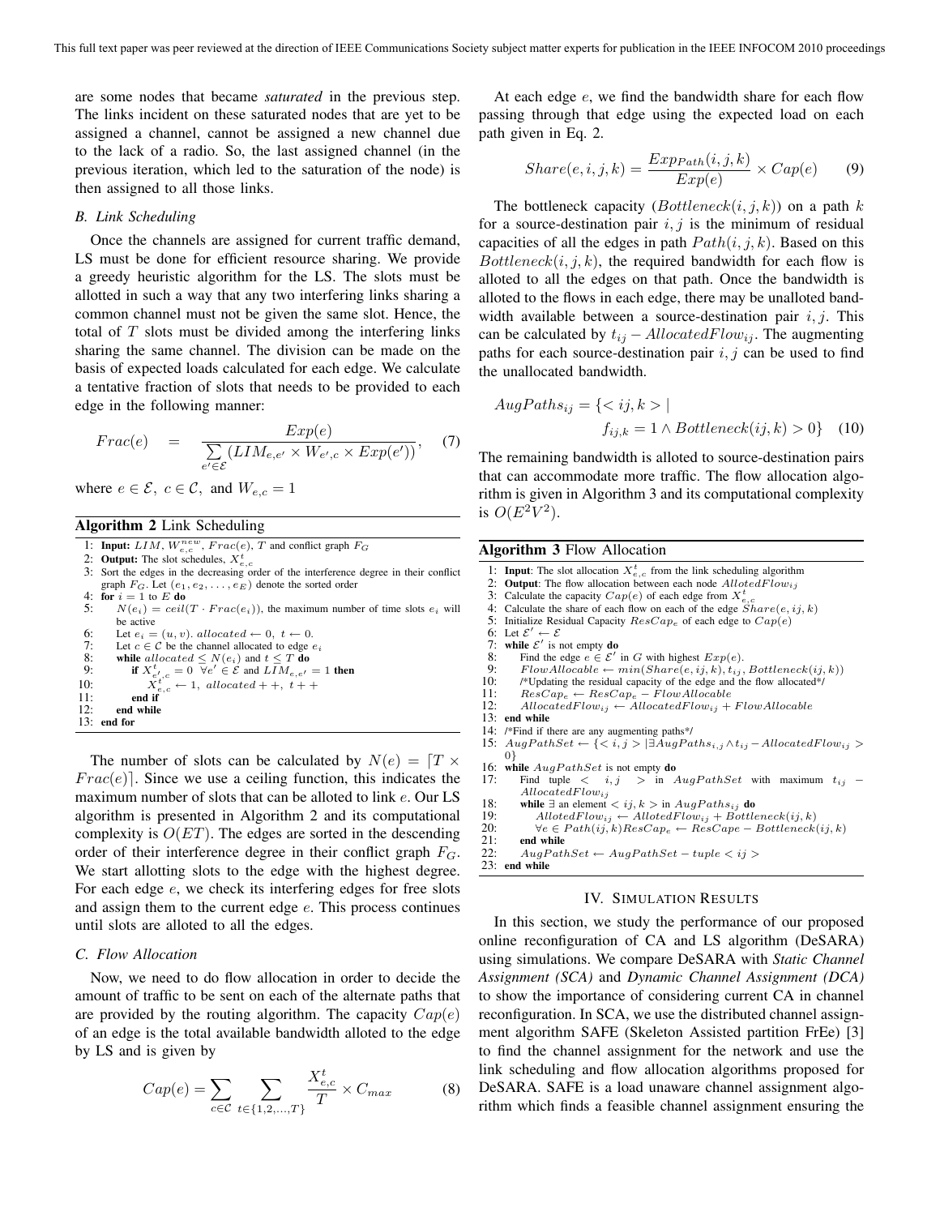are some nodes that became *saturated* in the previous step. The links incident on these saturated nodes that are yet to be assigned a channel, cannot be assigned a new channel due to the lack of a radio. So, the last assigned channel (in the previous iteration, which led to the saturation of the node) is then assigned to all those links.

### B. Link Scheduling

Once the channels are assigned for current traffic demand, LS must be done for efficient resource sharing. We provide a greedy heuristic algorithm for the LS. The slots must be allotted in such a way that any two interfering links sharing a common channel must not be given the same slot. Hence, the total of $T$ slots must be divided among the interfering links sharing the same channel. The division can be made on the basis of expected loads calculated for each edge. We calculate a tentative fraction of slots that needs to be provided to each edge in the following manner:

$$Frac(e) = \frac{Exp(e)}{\sum\limits_{e' \in \mathcal{E}} (LIM_{e,e'} \times W_{e',c} \times Exp(e'))}, \quad (7)$$

where $e \in \mathcal{E}$, $c \in \mathcal{C}$, and $W_{e,c} = 1$

**Algorithm 2** Link Scheduling

```
1: Input: LIM, W^new_{e,c}, Frac(e), T and conflict graph F_G
2: Output: The slot schedules, X^t_{e,c}
3: Sort the edges in the decreasing order of the interference degree in their conflict
   graph F_G. Let (e_1, e_2, ..., e_E) denote the sorted order
4: for i = 1 to E do
5:    N(e_i) = ceil(T · Frac(e_i)), the maximum number of time slots e_i will
      be active
6:    Let e_i = (u, v). allocated ← 0, t ← 0.
7:    Let c ∈ C be the channel allocated to edge e_i
8:    while allocated ≤ N(e_i) and t ≤ T do
9:       if X^t_{e',c} = 0 ∀e' ∈ E and LIM_{e,e'} = 1 then
10:         X^t_{e,c} ← 1, allocated++, t++
11:      end if
12:   end while
13: end for
```

The number of slots can be calculated by $N(e) = \lceil T \times Frac(e) \rceil$. Since we use a ceiling function, this indicates the maximum number of slots that can be alloted to link $e$. Our LS algorithm is presented in Algorithm 2 and its computational complexity is $O(ET)$. The edges are sorted in the descending order of their interference degree in their conflict graph $F_G$. We start allotting slots to the edge with the highest degree. For each edge $e$, we check its interfering edges for free slots and assign them to the current edge $e$. This process continues until slots are alloted to all the edges.

### C. Flow Allocation

Now, we need to do flow allocation in order to decide the amount of traffic to be sent on each of the alternate paths that are provided by the routing algorithm. The capacity $Cap(e)$ of an edge is the total available bandwidth alloted to the edge by LS and is given by

$$Cap(e) = \sum_{c \in \mathcal{C}} \sum_{t \in \{1,2,\ldots,T\}} \frac{X^t_{e,c}}{T} \times C_{max} \quad (8)$$

At each edge $e$, we find the bandwidth share for each flow passing through that edge using the expected load on each path given in Eq. 2.

$$Share(e, i, j, k) = \frac{Exp_{Path}(i, j, k)}{Exp(e)} \times Cap(e) \quad (9)$$

The bottleneck capacity ($Bottleneck(i, j, k)$) on a path $k$ for a source-destination pair $i, j$ is the minimum of residual capacities of all the edges in path $Path(i, j, k)$. Based on this $Bottleneck(i, j, k)$, the required bandwidth for each flow is alloted to all the edges on that path. Once the bandwidth is alloted to the flows in each edge, there may be unalloted bandwidth available between a source-destination pair $i, j$. This can be calculated by $t_{ij} - AllocatedFlow_{ij}$. The augmenting paths for each source-destination pair $i, j$ can be used to find the unallocated bandwidth.

$$AugPaths_{ij} = \{< ij, k > | \; f_{ij,k} = 1 \wedge Bottleneck(ij, k) > 0\} \quad (10)$$

The remaining bandwidth is alloted to source-destination pairs that can accommodate more traffic. The flow allocation algorithm is given in Algorithm 3 and its computational complexity is $O(E^2V^2)$.

**Algorithm 3** Flow Allocation

```
1: Input: The slot allocation X^t_{e,c} from the link scheduling algorithm
2: Output: The flow allocation between each node AllotedFlow_ij
3: Calculate the capacity Cap(e) of each edge from X^t_{e,c}
4: Calculate the share of each flow on each of the edge Share(e, ij, k)
5: Initialize Residual Capacity ResCap_e of each edge to Cap(e)
6: Let E' ← E
7: while E' is not empty do
8:    Find the edge e ∈ E' in G with highest Exp(e).
9:    FlowAllocable ← min(Share(e, ij, k), t_ij, Bottleneck(ij, k))
10:   /*Updating the residual capacity of the edge and the flow allocated*/
11:   ResCap_e ← ResCap_e − FlowAllocable
12:   AllocatedFlow_ij ← AllocatedFlow_ij + FlowAllocable
13: end while
14: /*Find if there are any augmenting paths*/
15: AugPathSet ← {< i, j > | ∃AugPaths_{i,j} ∧ t_ij − AllocatedFlow_ij >
    0}
16: while AugPathSet is not empty do
17:   Find tuple < i, j > in AugPathSet with maximum t_ij −
      AllocatedFlow_ij
18:   while ∃ an element < ij, k > in AugPaths_ij do
19:      AllotedFlow_ij ← AllotedFlow_ij + Bottleneck(ij, k)
20:      ∀e ∈ Path(ij, k) ResCap_e ← ResCape − Bottleneck(ij, k)
21:   end while
22:   AugPathSet ← AugPathSet − tuple < ij >
23: end while
```

## IV. Simulation Results

In this section, we study the performance of our proposed online reconfiguration of CA and LS algorithm (DeSARA) using simulations. We compare DeSARA with *Static Channel Assignment (SCA)* and *Dynamic Channel Assignment (DCA)* to show the importance of considering current CA in channel reconfiguration. In SCA, we use the distributed channel assignment algorithm SAFE (Skeleton Assisted partition FrEe) [3] to find the channel assignment for the network and use the link scheduling and flow allocation algorithms proposed for DeSARA. SAFE is a load unaware channel assignment algorithm which finds a feasible channel assignment ensuring the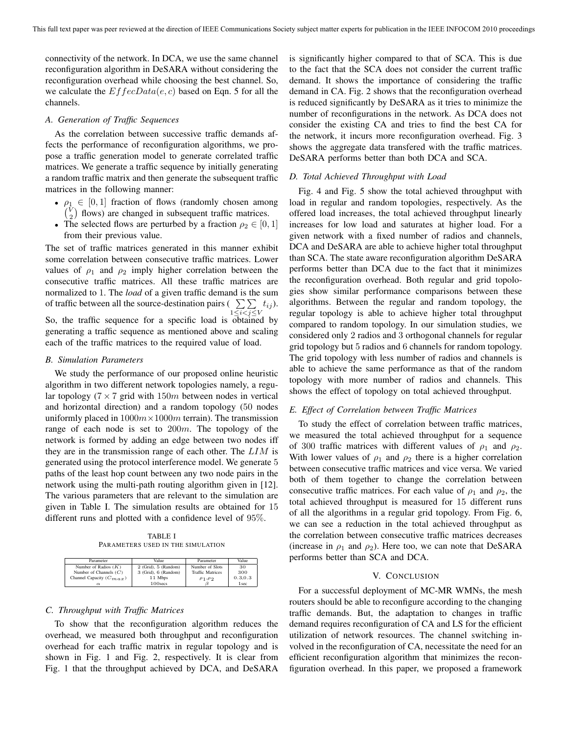connectivity of the network. In DCA, we use the same channel reconfiguration algorithm in DeSARA without considering the reconfiguration overhead while choosing the best channel. So, we calculate the $EffecData(e, c)$ based on Eqn. 5 for all the channels.

### *A. Generation of Traffic Sequences*

As the correlation between successive traffic demands affects the performance of reconfiguration algorithms, we propose a traffic generation model to generate correlated traffic matrices. We generate a traffic sequence by initially generating a random traffic matrix and then generate the subsequent traffic matrices in the following manner:

- $\rho_1 \in [0, 1]$ fraction of flows (randomly chosen among $\binom{V}{2}$ flows) are changed in subsequent traffic matrices.
- The selected flows are perturbed by a fraction $\rho_2 \in [0, 1]$ from their previous value.

The set of traffic matrices generated in this manner exhibit some correlation between consecutive traffic matrices. Lower values of $\rho_1$ and $\rho_2$ imply higher correlation between the consecutive traffic matrices. All these traffic matrices are normalized to 1. The *load* of a given traffic demand is the sum of traffic between all the source-destination pairs ( $\sum\sum_{1 \leq i < j \leq V} t_{ij}$). So, the traffic sequence for a specific load is obtained by generating a traffic sequence as mentioned above and scaling each of the traffic matrices to the required value of load.

### *B. Simulation Parameters*

We study the performance of our proposed online heuristic algorithm in two different network topologies namely, a regular topology ($7 \times 7$ grid with $150m$ between nodes in vertical and horizontal direction) and a random topology (50 nodes uniformly placed in $1000m \times 1000m$ terrain). The transmission range of each node is set to $200m$. The topology of the network is formed by adding an edge between two nodes iff they are in the transmission range of each other. The $LIM$ is generated using the protocol interference model. We generate 5 paths of the least hop count between any two node pairs in the network using the multi-path routing algorithm given in [12]. The various parameters that are relevant to the simulation are given in Table I. The simulation results are obtained for 15 different runs and plotted with a confidence level of 95%.

TABLE I
PARAMETERS USED IN THE SIMULATION

| Parameter | Value | Parameter | Value |
|---|---|---|---|
| Number of Radios ($K$) | 2 (Grid), 5 (Random) | Number of Slots | 30 |
| Number of Channels ($C$) | 3 (Grid), 6 (Random) | Traffic Matrices | 300 |
| Channel Capacity ($C_{max}$) | 11 Mbps | $\rho_1$,$\rho_2$ | 0.3,0.3 |
| $\alpha$ | 100secs | $\beta$ | 1sec |

### *C. Throughput with Traffic Matrices*

To show that the reconfiguration algorithm reduces the overhead, we measured both throughput and reconfiguration overhead for each traffic matrix in regular topology and is shown in Fig. 1 and Fig. 2, respectively. It is clear from Fig. 1 that the throughput achieved by DCA, and DeSARA is significantly higher compared to that of SCA. This is due to the fact that the SCA does not consider the current traffic demand. It shows the importance of considering the traffic demand in CA. Fig. 2 shows that the reconfiguration overhead is reduced significantly by DeSARA as it tries to minimize the number of reconfigurations in the network. As DCA does not consider the existing CA and tries to find the best CA for the network, it incurs more reconfiguration overhead. Fig. 3 shows the aggregate data transfered with the traffic matrices. DeSARA performs better than both DCA and SCA.

### *D. Total Achieved Throughput with Load*

Fig. 4 and Fig. 5 show the total achieved throughput with load in regular and random topologies, respectively. As the offered load increases, the total achieved throughput linearly increases for low load and saturates at higher load. For a given network with a fixed number of radios and channels, DCA and DeSARA are able to achieve higher total throughput than SCA. The state aware reconfiguration algorithm DeSARA performs better than DCA due to the fact that it minimizes the reconfiguration overhead. Both regular and grid topologies show similar performance comparisons between these algorithms. Between the regular and random topology, the regular topology is able to achieve higher total throughput compared to random topology. In our simulation studies, we considered only 2 radios and 3 orthogonal channels for regular grid topology but 5 radios and 6 channels for random topology. The grid topology with less number of radios and channels is able to achieve the same performance as that of the random topology with more number of radios and channels. This shows the effect of topology on total achieved throughput.

### *E. Effect of Correlation between Traffic Matrices*

To study the effect of correlation between traffic matrices, we measured the total achieved throughput for a sequence of 300 traffic matrices with different values of $\rho_1$ and $\rho_2$. With lower values of $\rho_1$ and $\rho_2$ there is a higher correlation between consecutive traffic matrices and vice versa. We varied both of them together to change the correlation between consecutive traffic matrices. For each value of $\rho_1$ and $\rho_2$, the total achieved throughput is measured for 15 different runs of all the algorithms in a regular grid topology. From Fig. 6, we can see a reduction in the total achieved throughput as the correlation between consecutive traffic matrices decreases (increase in $\rho_1$ and $\rho_2$). Here too, we can note that DeSARA performs better than SCA and DCA.

## V. CONCLUSION

For a successful deployment of MC-MR WMNs, the mesh routers should be able to reconfigure according to the changing traffic demands. But, the adaptation to changes in traffic demand requires reconfiguration of CA and LS for the efficient utilization of network resources. The channel switching involved in the reconfiguration of CA, necessitate the need for an efficient reconfiguration algorithm that minimizes the reconfiguration overhead. In this paper, we proposed a framework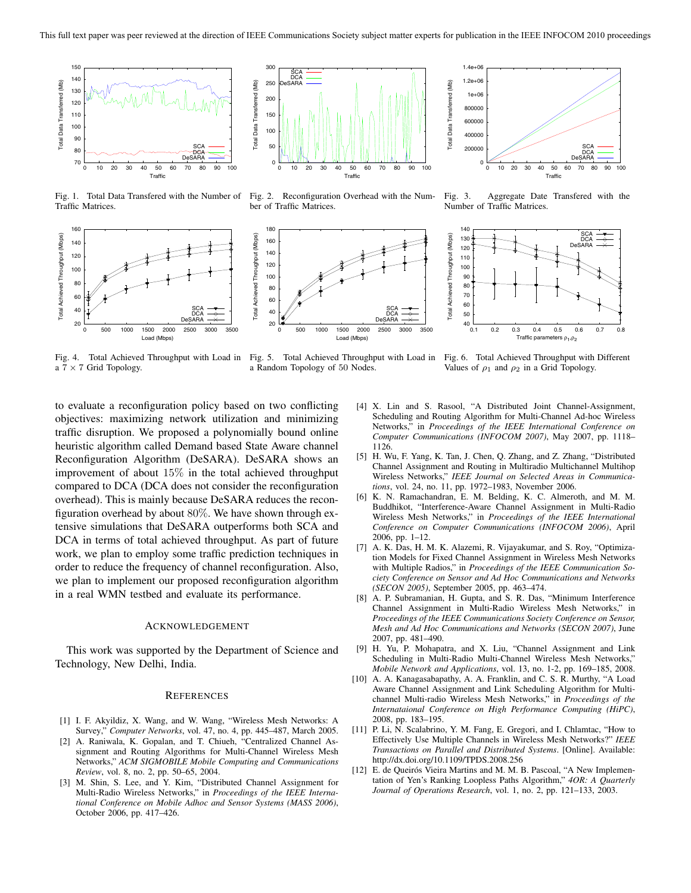Total Data Transfered (Mb)
150
140
130
120
110
100
90
80
70
0 10 20 30 40 50 60 70 80 90 100
Traffic
SCA
DCA
DeSARA

Fig. 1. Total Data Transfered with the Number of Traffic Matrices.

Total Data Transfered (Mb)
300
250
200
150
100
50
0
0 10 20 30 40 50 60 70 80 90 100
Traffic
SCA
DCA
DeSARA

Fig. 2. Reconfiguration Overhead with the Number of Traffic Matrices.

Total Data Transfered (Mb)
1.4e+06
1.2e+06
1e+06
800000
600000
400000
200000
0
0 10 20 30 40 50 60 70 80 90 100
Traffic
SCA
DCA
DeSARA

Fig. 3. Aggregate Date Transfered with the Number of Traffic Matrices.

Total Achieved Throughput (Mbps)
160
140
120
100
80
60
40
20
0 500 1000 1500 2000 2500 3000 3500
Load (Mbps)
SCA
DCA
DeSARA

Fig. 4. Total Achieved Throughput with Load in a 7 × 7 Grid Topology.

Total Achieved Throughput (Mbps)
180
160
140
120
100
80
60
40
20
500 1000 1500 2000 2500 3000 3500
Load (Mbps)
SCA
DCA
DeSARA

Fig. 5. Total Achieved Throughput with Load in a Random Topology of 50 Nodes.

Total Achieved Throughput (Mbps)
140
130
120
110
100
90
80
70
60
50
40
0.1 0.2 0.3 0.4 0.5 0.6 0.7 0.8
Traffic parameters $\rho_1,\rho_2$
SCA
DCA
DeSARA

Fig. 6. Total Achieved Throughput with Different Values of $\rho_1$ and $\rho_2$ in a Grid Topology.

to evaluate a reconfiguration policy based on two conflicting objectives: maximizing network utilization and minimizing traffic disruption. We proposed a polynomially bound online heuristic algorithm called Demand based State Aware channel Reconfiguration Algorithm (DeSARA). DeSARA shows an improvement of about 15% in the total achieved throughput compared to DCA (DCA does not consider the reconfiguration overhead). This is mainly because DeSARA reduces the reconfiguration overhead by about 80%. We have shown through extensive simulations that DeSARA outperforms both SCA and DCA in terms of total achieved throughput. As part of future work, we plan to employ some traffic prediction techniques in order to reduce the frequency of channel reconfiguration. Also, we plan to implement our proposed reconfiguration algorithm in a real WMN testbed and evaluate its performance.

## ACKNOWLEDGEMENT

This work was supported by the Department of Science and Technology, New Delhi, India.

## REFERENCES

[1] I. F. Akyildiz, X. Wang, and W. Wang, "Wireless Mesh Networks: A Survey," *Computer Networks*, vol. 47, no. 4, pp. 445–487, March 2005.

[2] A. Raniwala, K. Gopalan, and T. Chiueh, "Centralized Channel Assignment and Routing Algorithms for Multi-Channel Wireless Mesh Networks," *ACM SIGMOBILE Mobile Computing and Communications Review*, vol. 8, no. 2, pp. 50–65, 2004.

[3] M. Shin, S. Lee, and Y. Kim, "Distributed Channel Assignment for Multi-Radio Wireless Networks," in *Proceedings of the IEEE International Conference on Mobile Adhoc and Sensor Systems (MASS 2006)*, October 2006, pp. 417–426.

[4] X. Lin and S. Rasool, "A Distributed Joint Channel-Assignment, Scheduling and Routing Algorithm for Multi-Channel Ad-hoc Wireless Networks," in *Proceedings of the IEEE International Conference on Computer Communications (INFOCOM 2007)*, May 2007, pp. 1118–1126.

[5] H. Wu, F. Yang, K. Tan, J. Chen, Q. Zhang, and Z. Zhang, "Distributed Channel Assignment and Routing in Multiradio Multichannel Multihop Wireless Networks," *IEEE Journal on Selected Areas in Communications*, vol. 24, no. 11, pp. 1972–1983, November 2006.

[6] K. N. Ramachandran, E. M. Belding, K. C. Almeroth, and M. M. Buddhikot, "Interference-Aware Channel Assignment in Multi-Radio Wireless Mesh Networks," in *Proceedings of the IEEE International Conference on Computer Communications (INFOCOM 2006)*, April 2006, pp. 1–12.

[7] A. K. Das, H. M. K. Alazemi, R. Vijayakumar, and S. Roy, "Optimization Models for Fixed Channel Assignment in Wireless Mesh Networks with Multiple Radios," in *Proceedings of the IEEE Communication Society Conference on Sensor and Ad Hoc Communications and Networks (SECON 2005)*, September 2005, pp. 463–474.

[8] A. P. Subramanian, H. Gupta, and S. R. Das, "Minimum Interference Channel Assignment in Multi-Radio Wireless Mesh Networks," in *Proceedings of the IEEE Communications Society Conference on Sensor, Mesh and Ad Hoc Communications and Networks (SECON 2007)*, June 2007, pp. 481–490.

[9] H. Yu, P. Mohapatra, and X. Liu, "Channel Assignment and Link Scheduling in Multi-Radio Multi-Channel Wireless Mesh Networks," *Mobile Network and Applications*, vol. 13, no. 1-2, pp. 169–185, 2008.

[10] A. A. Kanagasabapathy, A. A. Franklin, and C. S. R. Murthy, "A Load Aware Channel Assignment and Link Scheduling Algorithm for Multichannel Multi-radio Wireless Mesh Networks," in *Proceedings of the Internataional Conference on High Performance Computing (HiPC)*, 2008, pp. 183–195.

[11] P. Li, N. Scalabrino, Y. M. Fang, E. Gregori, and I. Chlamtac, "How to Effectively Use Multiple Channels in Wireless Mesh Networks?" *IEEE Transactions on Parallel and Distributed Systems*. [Online]. Available: http://dx.doi.org/10.1109/TPDS.2008.256

[12] E. de Queirós Vieira Martins and M. M. B. Pascoal, "A New Implementation of Yen's Ranking Loopless Paths Algorithm," *4OR: A Quarterly Journal of Operations Research*, vol. 1, no. 2, pp. 121–133, 2003.